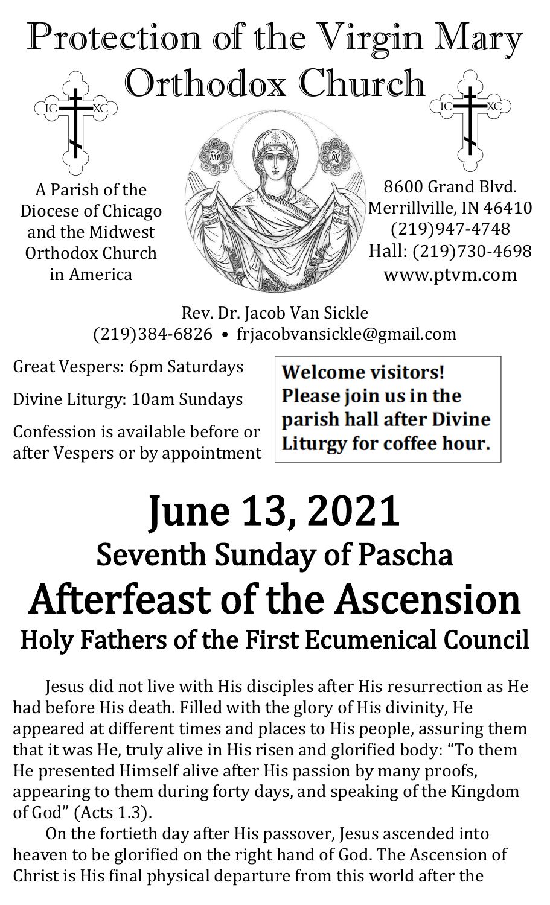# Protection of the Virgin Mary Orthodox Church

A Parish of the Diocese of Chicago and the Midwest Orthodox Church in America

8600 Grand Blvd.
Merrillville, IN 46410
(219)947-4748
Hall: (219)730-4698
www.ptvm.com

Rev. Dr. Jacob Van Sickle
(219)384-6826 • frjacobvansickle@gmail.com

Great Vespers: 6pm Saturdays

Divine Liturgy: 10am Sundays

Confession is available before or after Vespers or by appointment

**Welcome visitors! Please join us in the parish hall after Divine Liturgy for coffee hour.**

# June 13, 2021

## Seventh Sunday of Pascha

# Afterfeast of the Ascension

## Holy Fathers of the First Ecumenical Council

Jesus did not live with His disciples after His resurrection as He had before His death. Filled with the glory of His divinity, He appeared at different times and places to His people, assuring them that it was He, truly alive in His risen and glorified body: "To them He presented Himself alive after His passion by many proofs, appearing to them during forty days, and speaking of the Kingdom of God" (Acts 1.3).

On the fortieth day after His passover, Jesus ascended into heaven to be glorified on the right hand of God. The Ascension of Christ is His final physical departure from this world after the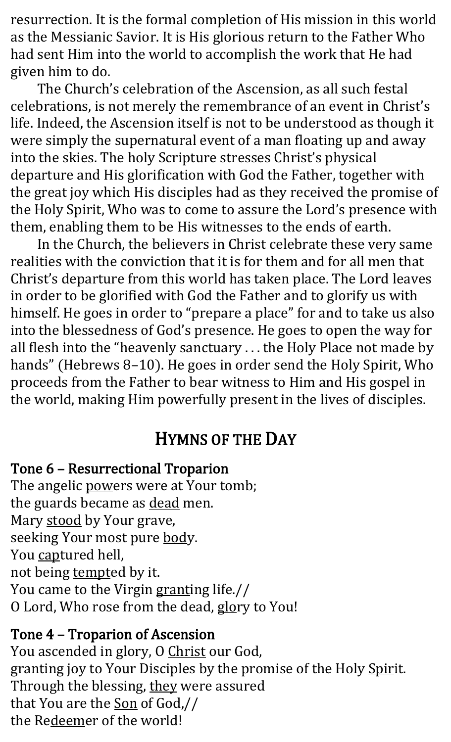resurrection. It is the formal completion of His mission in this world as the Messianic Savior. It is His glorious return to the Father Who had sent Him into the world to accomplish the work that He had given him to do.

The Church's celebration of the Ascension, as all such festal celebrations, is not merely the remembrance of an event in Christ's life. Indeed, the Ascension itself is not to be understood as though it were simply the supernatural event of a man floating up and away into the skies. The holy Scripture stresses Christ's physical departure and His glorification with God the Father, together with the great joy which His disciples had as they received the promise of the Holy Spirit, Who was to come to assure the Lord's presence with them, enabling them to be His witnesses to the ends of earth.

In the Church, the believers in Christ celebrate these very same realities with the conviction that it is for them and for all men that Christ's departure from this world has taken place. The Lord leaves in order to be glorified with God the Father and to glorify us with himself. He goes in order to "prepare a place" for and to take us also into the blessedness of God's presence. He goes to open the way for all flesh into the "heavenly sanctuary . . . the Holy Place not made by hands" (Hebrews 8–10). He goes in order send the Holy Spirit, Who proceeds from the Father to bear witness to Him and His gospel in the world, making Him powerfully present in the lives of disciples.

## Hymns of the Day

### Tone 6 – Resurrectional Troparion

The angelic <u>pow</u>ers were at Your tomb;  
the guards became as <u>dead</u> men.  
Mary <u>stood</u> by Your grave,  
seeking Your most pure <u>bod</u>y.  
You <u>cap</u>tured hell,  
not being <u>tempt</u>ed by it.  
You came to the Virgin <u>grant</u>ing life.//  
O Lord, Who rose from the dead, <u>glo</u>ry to You!

### Tone 4 – Troparion of Ascension

You ascended in glory, O <u>Christ</u> our God,  
granting joy to Your Disciples by the promise of the Holy <u>Spir</u>it.  
Through the blessing, <u>they</u> were assured  
that You are the <u>Son</u> of God,//  
the Re<u>deem</u>er of the world!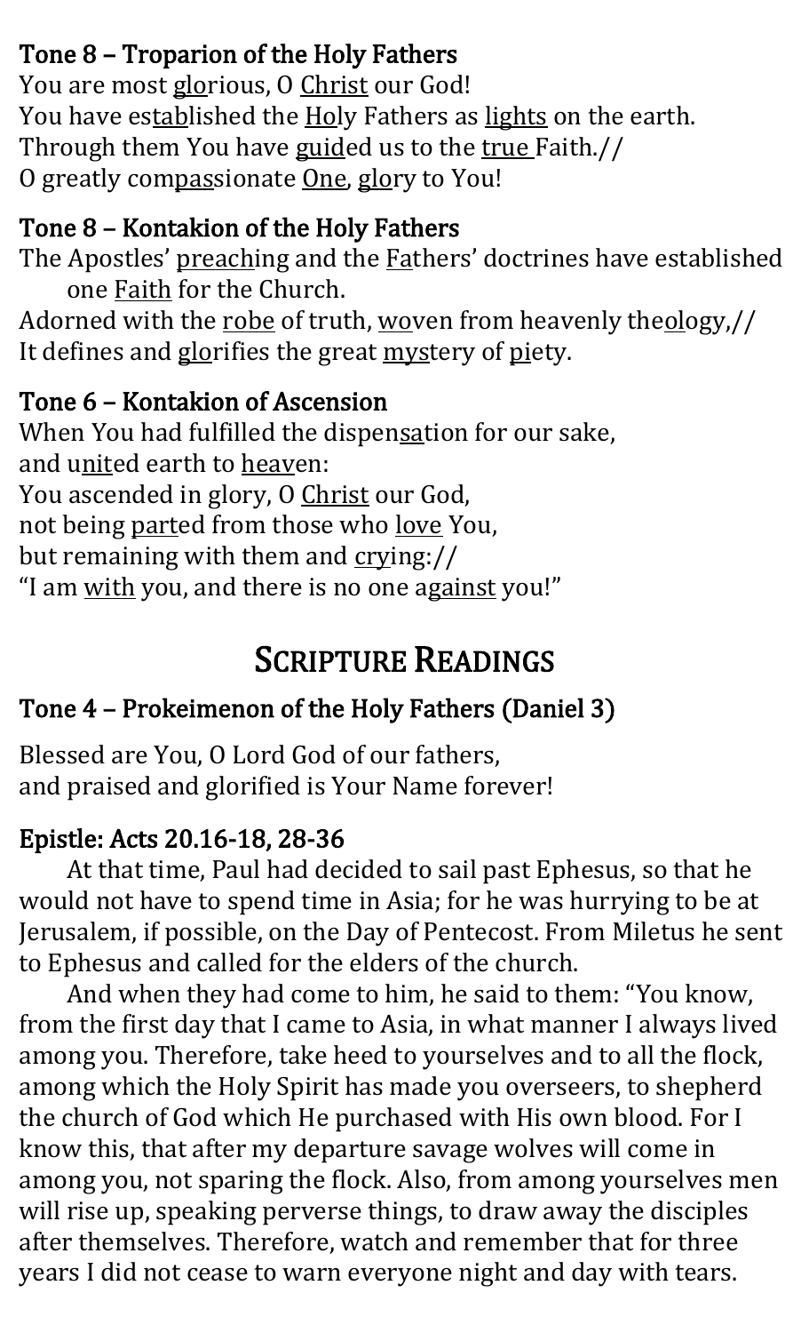### Tone 8 – Troparion of the Holy Fathers

You are most glorious, O Christ our God!
You have established the Holy Fathers as lights on the earth.
Through them You have guided us to the true Faith.//
O greatly compassionate One, glory to You!

### Tone 8 – Kontakion of the Holy Fathers

The Apostles' preaching and the Fathers' doctrines have established one Faith for the Church.
Adorned with the robe of truth, woven from heavenly theology,//
It defines and glorifies the great mystery of piety.

### Tone 6 – Kontakion of Ascension

When You had fulfilled the dispensation for our sake,
and united earth to heaven:
You ascended in glory, O Christ our God,
not being parted from those who love You,
but remaining with them and crying://
"I am with you, and there is no one against you!"

## Scripture Readings

### Tone 4 – Prokeimenon of the Holy Fathers (Daniel 3)

Blessed are You, O Lord God of our fathers,
and praised and glorified is Your Name forever!

### Epistle: Acts 20.16-18, 28-36

At that time, Paul had decided to sail past Ephesus, so that he would not have to spend time in Asia; for he was hurrying to be at Jerusalem, if possible, on the Day of Pentecost. From Miletus he sent to Ephesus and called for the elders of the church.

And when they had come to him, he said to them: "You know, from the first day that I came to Asia, in what manner I always lived among you. Therefore, take heed to yourselves and to all the flock, among which the Holy Spirit has made you overseers, to shepherd the church of God which He purchased with His own blood. For I know this, that after my departure savage wolves will come in among you, not sparing the flock. Also, from among yourselves men will rise up, speaking perverse things, to draw away the disciples after themselves. Therefore, watch and remember that for three years I did not cease to warn everyone night and day with tears.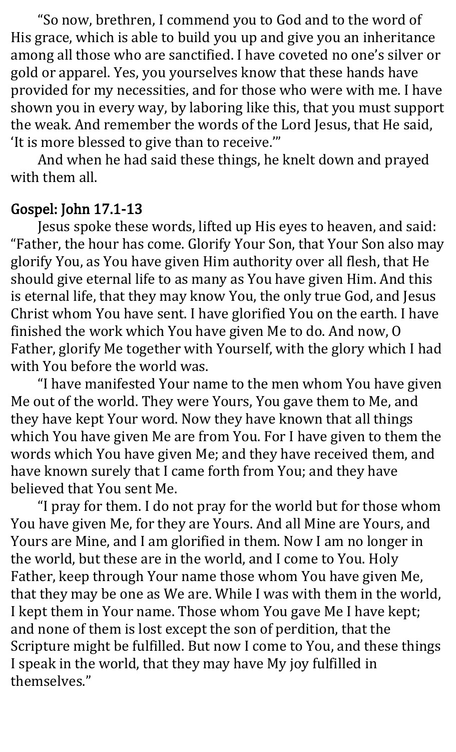"So now, brethren, I commend you to God and to the word of His grace, which is able to build you up and give you an inheritance among all those who are sanctified. I have coveted no one's silver or gold or apparel. Yes, you yourselves know that these hands have provided for my necessities, and for those who were with me. I have shown you in every way, by laboring like this, that you must support the weak. And remember the words of the Lord Jesus, that He said, 'It is more blessed to give than to receive.'"

And when he had said these things, he knelt down and prayed with them all.

## Gospel: John 17.1-13

Jesus spoke these words, lifted up His eyes to heaven, and said: "Father, the hour has come. Glorify Your Son, that Your Son also may glorify You, as You have given Him authority over all flesh, that He should give eternal life to as many as You have given Him. And this is eternal life, that they may know You, the only true God, and Jesus Christ whom You have sent. I have glorified You on the earth. I have finished the work which You have given Me to do. And now, O Father, glorify Me together with Yourself, with the glory which I had with You before the world was.

"I have manifested Your name to the men whom You have given Me out of the world. They were Yours, You gave them to Me, and they have kept Your word. Now they have known that all things which You have given Me are from You. For I have given to them the words which You have given Me; and they have received them, and have known surely that I came forth from You; and they have believed that You sent Me.

"I pray for them. I do not pray for the world but for those whom You have given Me, for they are Yours. And all Mine are Yours, and Yours are Mine, and I am glorified in them. Now I am no longer in the world, but these are in the world, and I come to You. Holy Father, keep through Your name those whom You have given Me, that they may be one as We are. While I was with them in the world, I kept them in Your name. Those whom You gave Me I have kept; and none of them is lost except the son of perdition, that the Scripture might be fulfilled. But now I come to You, and these things I speak in the world, that they may have My joy fulfilled in themselves."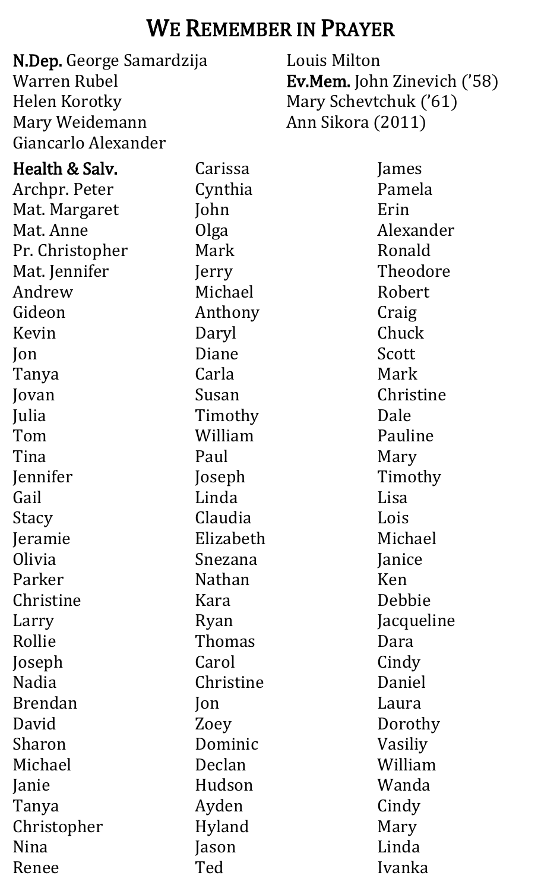# We Remember in Prayer

**N.Dep.** George Samardzija
Warren Rubel
Helen Korotky
Mary Weidemann
Giancarlo Alexander
Louis Milton

**Ev.Mem.** John Zinevich ('58)
Mary Schevtchuk ('61)
Ann Sikora (2011)

**Health & Salv.**
Archpr. Peter
Mat. Margaret
Mat. Anne
Pr. Christopher
Mat. Jennifer
Andrew
Gideon
Kevin
Jon
Tanya
Jovan
Julia
Tom
Tina
Jennifer
Gail
Stacy
Jeramie
Olivia
Parker
Christine
Larry
Rollie
Joseph
Nadia
Brendan
David
Sharon
Michael
Janie
Tanya
Christopher
Nina
Renee
Carissa
Cynthia
John
Olga
Mark
Jerry
Michael
Anthony
Daryl
Diane
Carla
Susan
Timothy
William
Paul
Joseph
Linda
Claudia
Elizabeth
Snezana
Nathan
Kara
Ryan
Thomas
Carol
Christine
Jon
Zoey
Dominic
Declan
Hudson
Ayden
Hyland
Jason
Ted
James
Pamela
Erin
Alexander
Ronald
Theodore
Robert
Craig
Chuck
Scott
Mark
Christine
Dale
Pauline
Mary
Timothy
Lisa
Lois
Michael
Janice
Ken
Debbie
Jacqueline
Dara
Cindy
Daniel
Laura
Dorothy
Vasiliy
William
Wanda
Cindy
Mary
Linda
Ivanka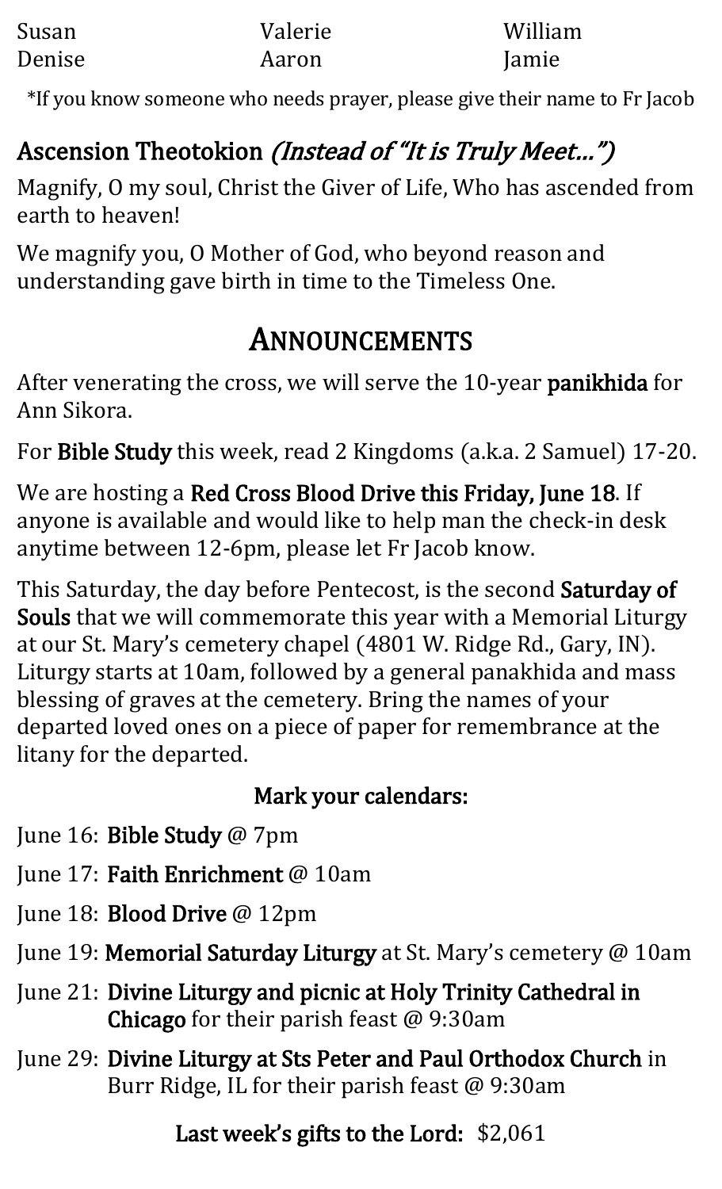| | | |
|---|---|---|
| Susan | Valerie | William |
| Denise | Aaron | Jamie |

*If you know someone who needs prayer, please give their name to Fr Jacob

## Ascension Theotokion *(Instead of "It is Truly Meet…")*

Magnify, O my soul, Christ the Giver of Life, Who has ascended from earth to heaven!

We magnify you, O Mother of God, who beyond reason and understanding gave birth in time to the Timeless One.

# Announcements

After venerating the cross, we will serve the 10-year **panikhida** for Ann Sikora.

For **Bible Study** this week, read 2 Kingdoms (a.k.a. 2 Samuel) 17-20.

We are hosting a **Red Cross Blood Drive this Friday, June 18**. If anyone is available and would like to help man the check-in desk anytime between 12-6pm, please let Fr Jacob know.

This Saturday, the day before Pentecost, is the second **Saturday of Souls** that we will commemorate this year with a Memorial Liturgy at our St. Mary's cemetery chapel (4801 W. Ridge Rd., Gary, IN). Liturgy starts at 10am, followed by a general panakhida and mass blessing of graves at the cemetery. Bring the names of your departed loved ones on a piece of paper for remembrance at the litany for the departed.

**Mark your calendars:**

- June 16: **Bible Study** @ 7pm
- June 17: **Faith Enrichment** @ 10am
- June 18: **Blood Drive** @ 12pm
- June 19: **Memorial Saturday Liturgy** at St. Mary's cemetery @ 10am
- June 21: **Divine Liturgy and picnic at Holy Trinity Cathedral in Chicago** for their parish feast @ 9:30am
- June 29: **Divine Liturgy at Sts Peter and Paul Orthodox Church** in Burr Ridge, IL for their parish feast @ 9:30am

**Last week's gifts to the Lord:** $2,061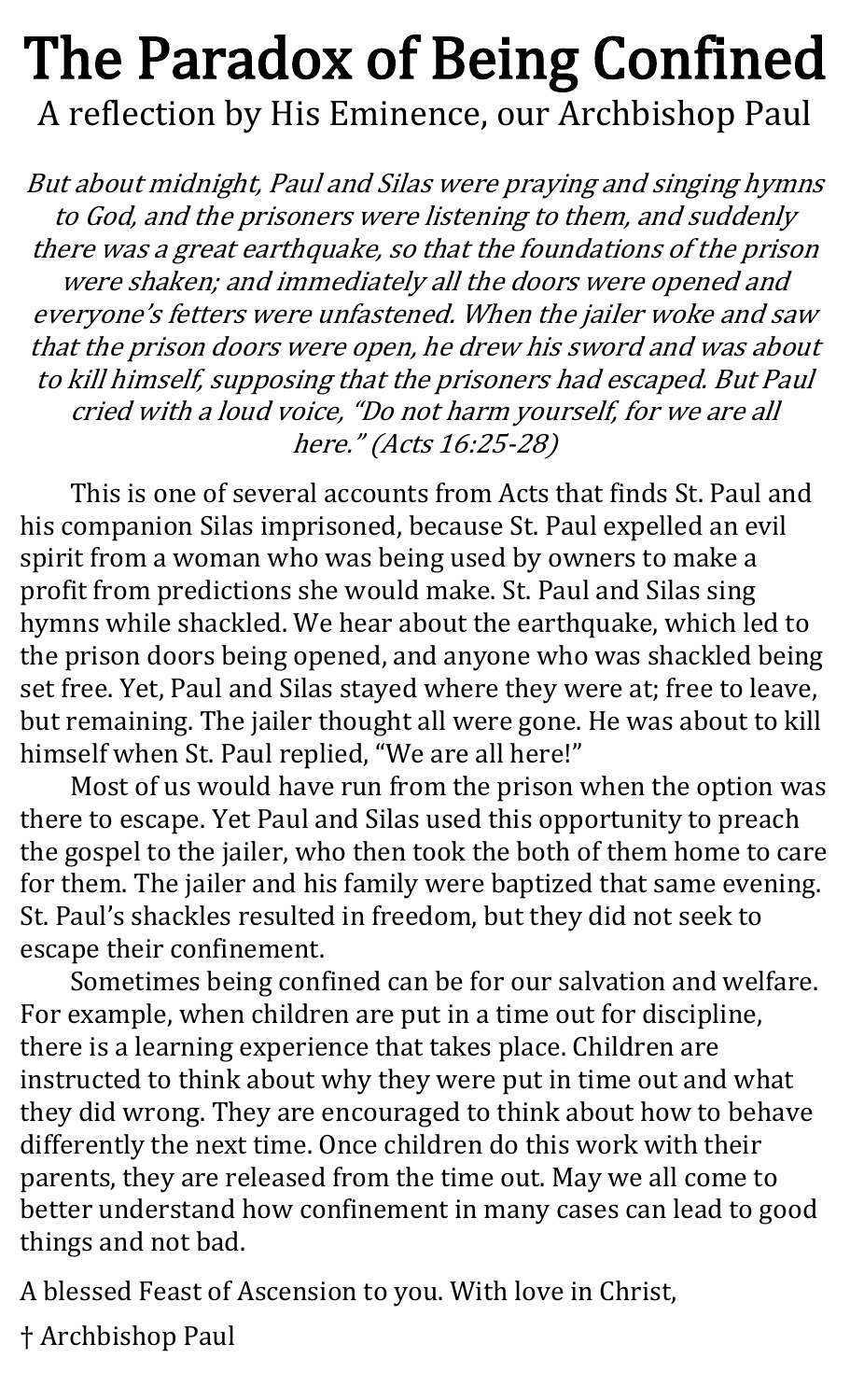# The Paradox of Being Confined

A reflection by His Eminence, our Archbishop Paul

*But about midnight, Paul and Silas were praying and singing hymns to God, and the prisoners were listening to them, and suddenly there was a great earthquake, so that the foundations of the prison were shaken; and immediately all the doors were opened and everyone's fetters were unfastened. When the jailer woke and saw that the prison doors were open, he drew his sword and was about to kill himself, supposing that the prisoners had escaped. But Paul cried with a loud voice, "Do not harm yourself, for we are all here." (Acts 16:25-28)*

This is one of several accounts from Acts that finds St. Paul and his companion Silas imprisoned, because St. Paul expelled an evil spirit from a woman who was being used by owners to make a profit from predictions she would make. St. Paul and Silas sing hymns while shackled. We hear about the earthquake, which led to the prison doors being opened, and anyone who was shackled being set free. Yet, Paul and Silas stayed where they were at; free to leave, but remaining. The jailer thought all were gone. He was about to kill himself when St. Paul replied, "We are all here!"

Most of us would have run from the prison when the option was there to escape. Yet Paul and Silas used this opportunity to preach the gospel to the jailer, who then took the both of them home to care for them. The jailer and his family were baptized that same evening. St. Paul's shackles resulted in freedom, but they did not seek to escape their confinement.

Sometimes being confined can be for our salvation and welfare. For example, when children are put in a time out for discipline, there is a learning experience that takes place. Children are instructed to think about why they were put in time out and what they did wrong. They are encouraged to think about how to behave differently the next time. Once children do this work with their parents, they are released from the time out. May we all come to better understand how confinement in many cases can lead to good things and not bad.

A blessed Feast of Ascension to you. With love in Christ,

† Archbishop Paul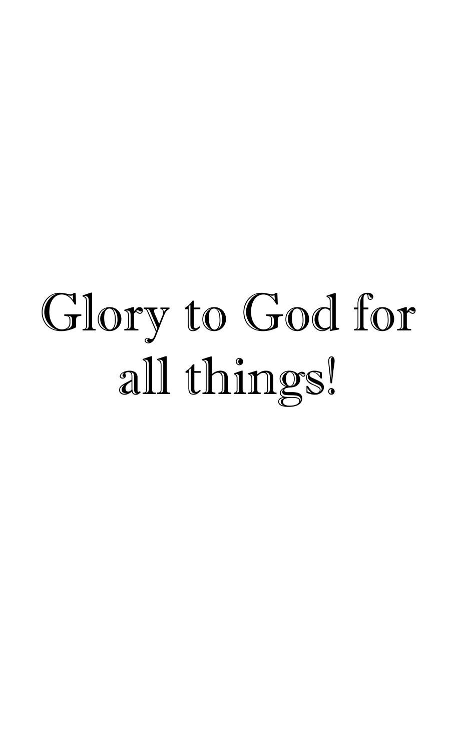Glory to God for all things!